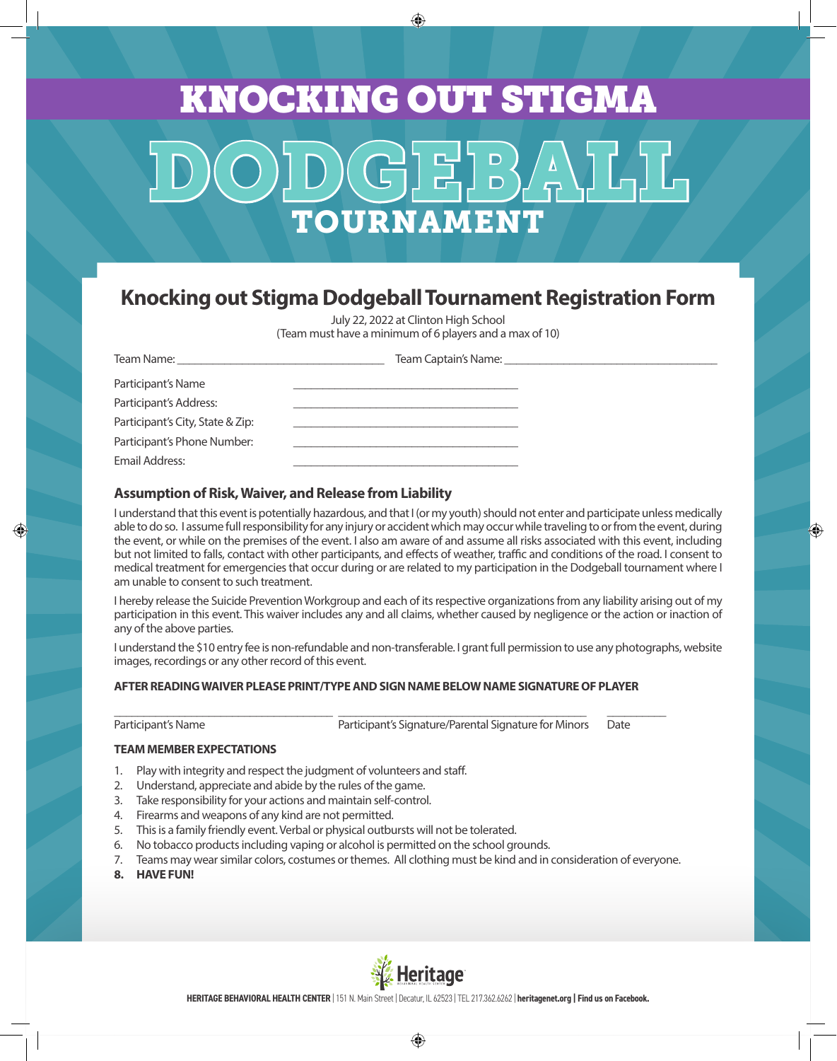# KNOCKING OUT STIGMA

# DODGEBALL TOURNAMENT

## Knocking out Stigma Dodgeball Tournament Registration Form

July 22, 2022 at Clinton High School
(Team must have a minimum of 6 players and a max of 10)

Team Name: ___________________________________ Team Captain's Name: ___________________________________

Participant's Name ______________________________________

Participant's Address: ______________________________________

Participant's City, State & Zip: ______________________________________

Participant's Phone Number: ______________________________________

Email Address: ______________________________________

### Assumption of Risk, Waiver, and Release from Liability

I understand that this event is potentially hazardous, and that I (or my youth) should not enter and participate unless medically able to do so. I assume full responsibility for any injury or accident which may occur while traveling to or from the event, during the event, or while on the premises of the event. I also am aware of and assume all risks associated with this event, including but not limited to falls, contact with other participants, and effects of weather, traffic and conditions of the road. I consent to medical treatment for emergencies that occur during or are related to my participation in the Dodgeball tournament where I am unable to consent to such treatment.

I hereby release the Suicide Prevention Workgroup and each of its respective organizations from any liability arising out of my participation in this event. This waiver includes any and all claims, whether caused by negligence or the action or inaction of any of the above parties.

I understand the $10 entry fee is non-refundable and non-transferable. I grant full permission to use any photographs, website images, recordings or any other record of this event.

**AFTER READING WAIVER PLEASE PRINT/TYPE AND SIGN NAME BELOW NAME SIGNATURE OF PLAYER**

_____________________________________ _________________________________________ __________

Participant's Name     Participant's Signature/Parental Signature for Minors     Date

**TEAM MEMBER EXPECTATIONS**

1. Play with integrity and respect the judgment of volunteers and staff.
2. Understand, appreciate and abide by the rules of the game.
3. Take responsibility for your actions and maintain self-control.
4. Firearms and weapons of any kind are not permitted.
5. This is a family friendly event. Verbal or physical outbursts will not be tolerated.
6. No tobacco products including vaping or alcohol is permitted on the school grounds.
7. Teams may wear similar colors, costumes or themes. All clothing must be kind and in consideration of everyone.
8. **HAVE FUN!**

Heritage

**HERITAGE BEHAVIORAL HEALTH CENTER** | 151 N. Main Street | Decatur, IL 62523 | TEL 217.362.6262 | **heritagenet.org | Find us on Facebook.**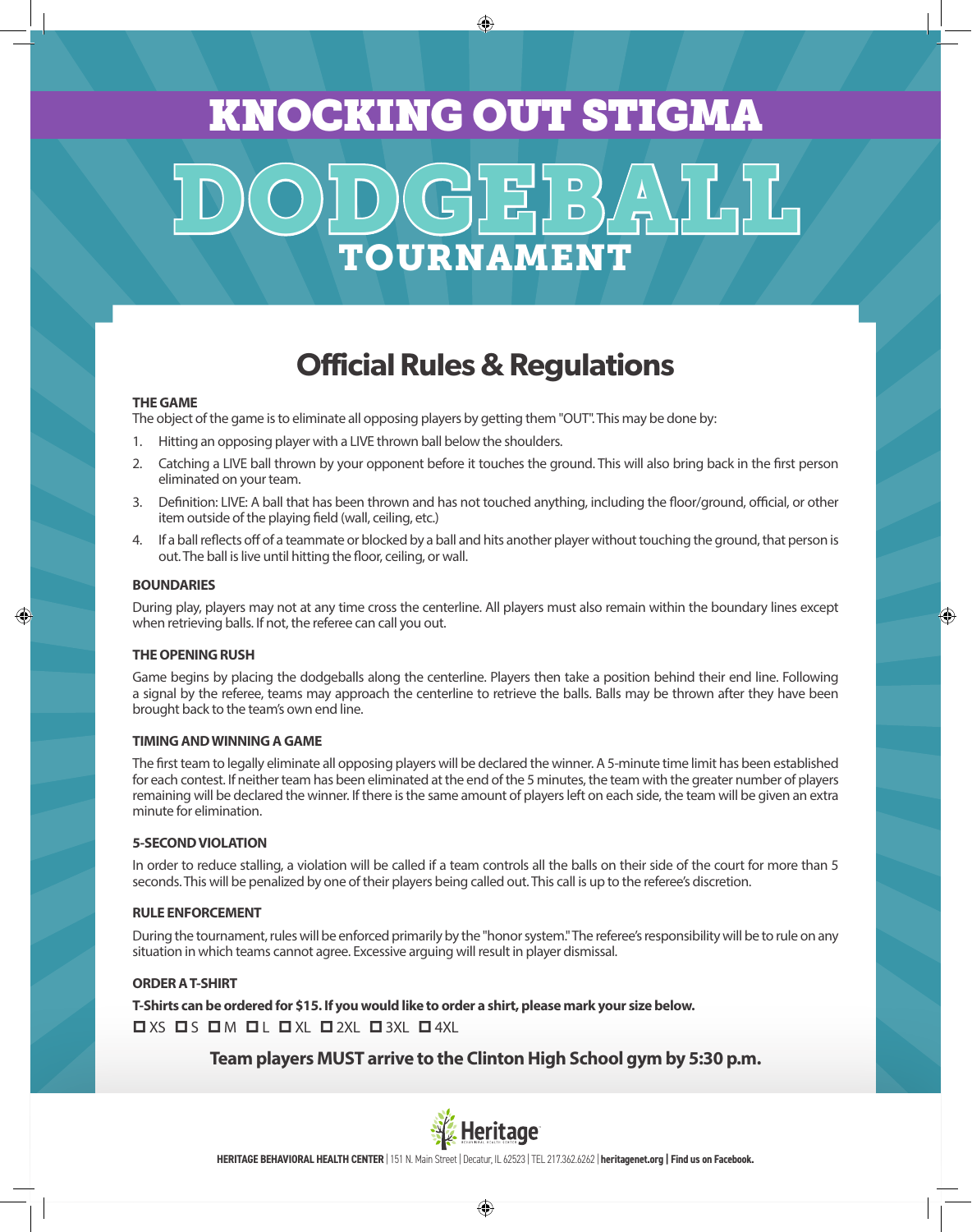# KNOCKING OUT STIGMA

# DODGEBALL TOURNAMENT

## Official Rules & Regulations

**THE GAME**

The object of the game is to eliminate all opposing players by getting them "OUT". This may be done by:

1. Hitting an opposing player with a LIVE thrown ball below the shoulders.
2. Catching a LIVE ball thrown by your opponent before it touches the ground. This will also bring back in the first person eliminated on your team.
3. Definition: LIVE: A ball that has been thrown and has not touched anything, including the floor/ground, official, or other item outside of the playing field (wall, ceiling, etc.)
4. If a ball reflects off of a teammate or blocked by a ball and hits another player without touching the ground, that person is out. The ball is live until hitting the floor, ceiling, or wall.

**BOUNDARIES**

During play, players may not at any time cross the centerline. All players must also remain within the boundary lines except when retrieving balls. If not, the referee can call you out.

**THE OPENING RUSH**

Game begins by placing the dodgeballs along the centerline. Players then take a position behind their end line. Following a signal by the referee, teams may approach the centerline to retrieve the balls. Balls may be thrown after they have been brought back to the team's own end line.

**TIMING AND WINNING A GAME**

The first team to legally eliminate all opposing players will be declared the winner. A 5-minute time limit has been established for each contest. If neither team has been eliminated at the end of the 5 minutes, the team with the greater number of players remaining will be declared the winner. If there is the same amount of players left on each side, the team will be given an extra minute for elimination.

**5-SECOND VIOLATION**

In order to reduce stalling, a violation will be called if a team controls all the balls on their side of the court for more than 5 seconds. This will be penalized by one of their players being called out. This call is up to the referee's discretion.

**RULE ENFORCEMENT**

During the tournament, rules will be enforced primarily by the "honor system." The referee's responsibility will be to rule on any situation in which teams cannot agree. Excessive arguing will result in player dismissal.

**ORDER A T-SHIRT**

**T-Shirts can be ordered for $15. If you would like to order a shirt, please mark your size below.**

☐ XS ☐ S ☐ M ☐ L ☐ XL ☐ 2XL ☐ 3XL ☐ 4XL

**Team players MUST arrive to the Clinton High School gym by 5:30 p.m.**

Heritage

**HERITAGE BEHAVIORAL HEALTH CENTER** | 151 N. Main Street | Decatur, IL 62523 | TEL 217.362.6262 | **heritagenet.org** | **Find us on Facebook.**